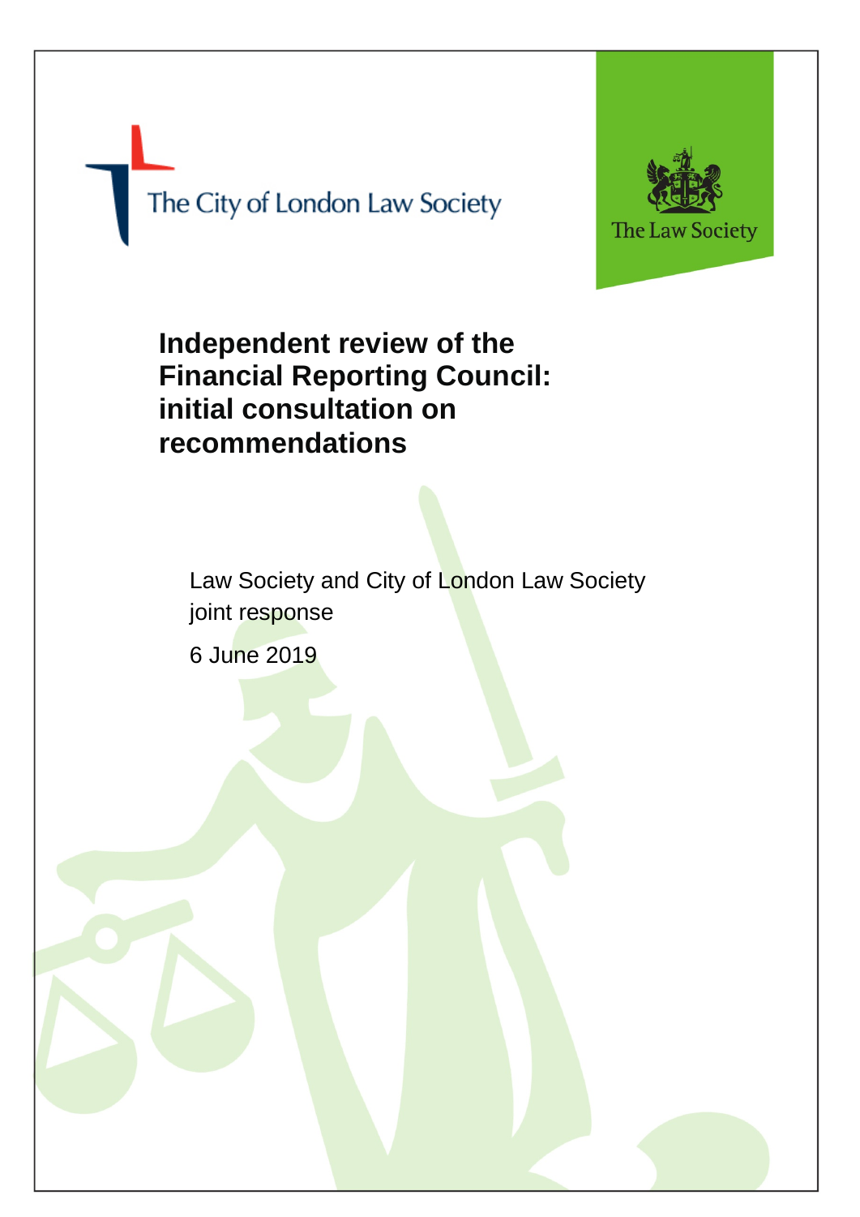The City of London Law Society

The Law Society

# Independent review of the Financial Reporting Council: initial consultation on recommendations

Law Society and City of London Law Society joint response

6 June 2019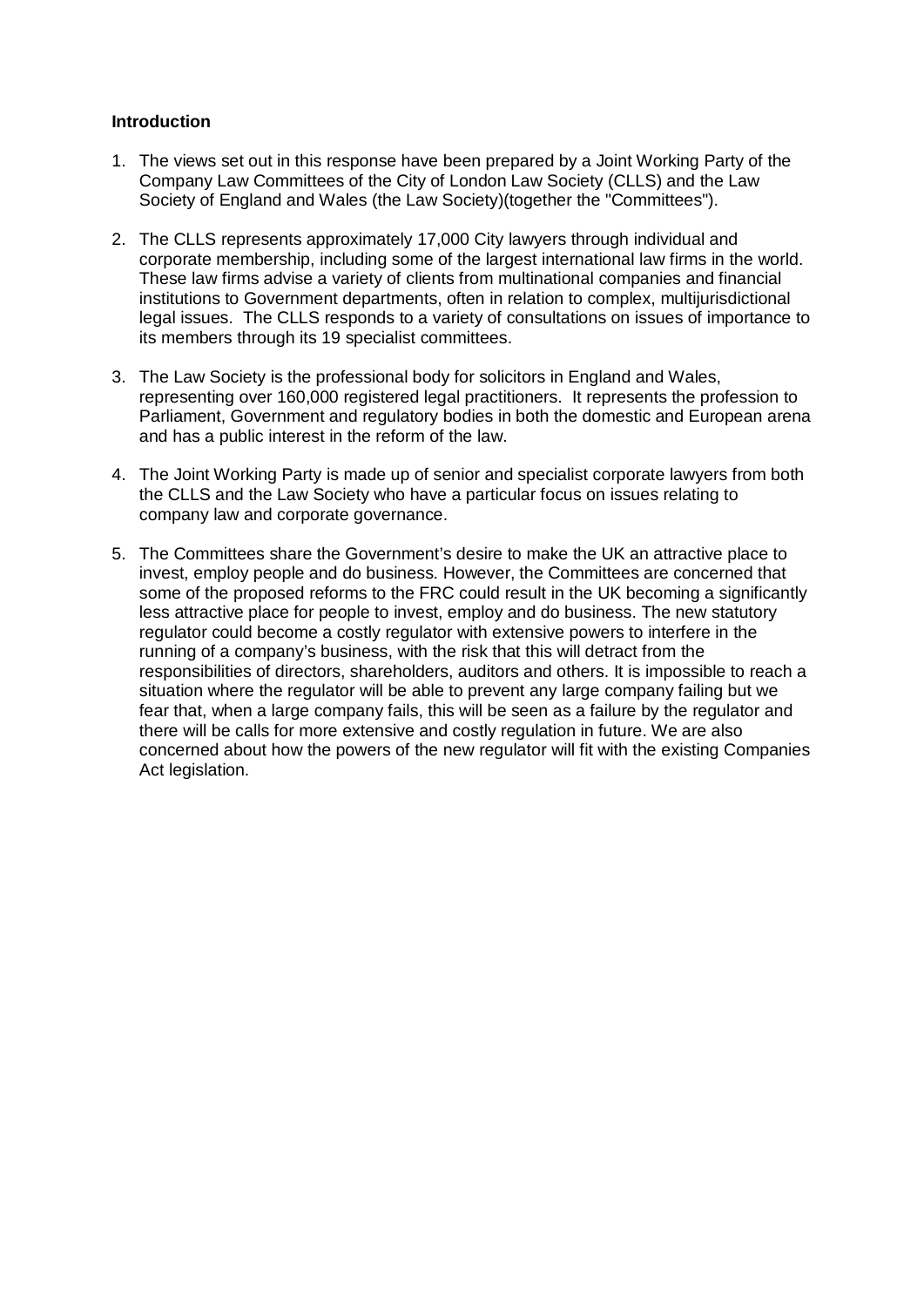**Introduction**

1. The views set out in this response have been prepared by a Joint Working Party of the Company Law Committees of the City of London Law Society (CLLS) and the Law Society of England and Wales (the Law Society)(together the "Committees").

2. The CLLS represents approximately 17,000 City lawyers through individual and corporate membership, including some of the largest international law firms in the world. These law firms advise a variety of clients from multinational companies and financial institutions to Government departments, often in relation to complex, multijurisdictional legal issues. The CLLS responds to a variety of consultations on issues of importance to its members through its 19 specialist committees.

3. The Law Society is the professional body for solicitors in England and Wales, representing over 160,000 registered legal practitioners. It represents the profession to Parliament, Government and regulatory bodies in both the domestic and European arena and has a public interest in the reform of the law.

4. The Joint Working Party is made up of senior and specialist corporate lawyers from both the CLLS and the Law Society who have a particular focus on issues relating to company law and corporate governance.

5. The Committees share the Government's desire to make the UK an attractive place to invest, employ people and do business. However, the Committees are concerned that some of the proposed reforms to the FRC could result in the UK becoming a significantly less attractive place for people to invest, employ and do business. The new statutory regulator could become a costly regulator with extensive powers to interfere in the running of a company's business, with the risk that this will detract from the responsibilities of directors, shareholders, auditors and others. It is impossible to reach a situation where the regulator will be able to prevent any large company failing but we fear that, when a large company fails, this will be seen as a failure by the regulator and there will be calls for more extensive and costly regulation in future. We are also concerned about how the powers of the new regulator will fit with the existing Companies Act legislation.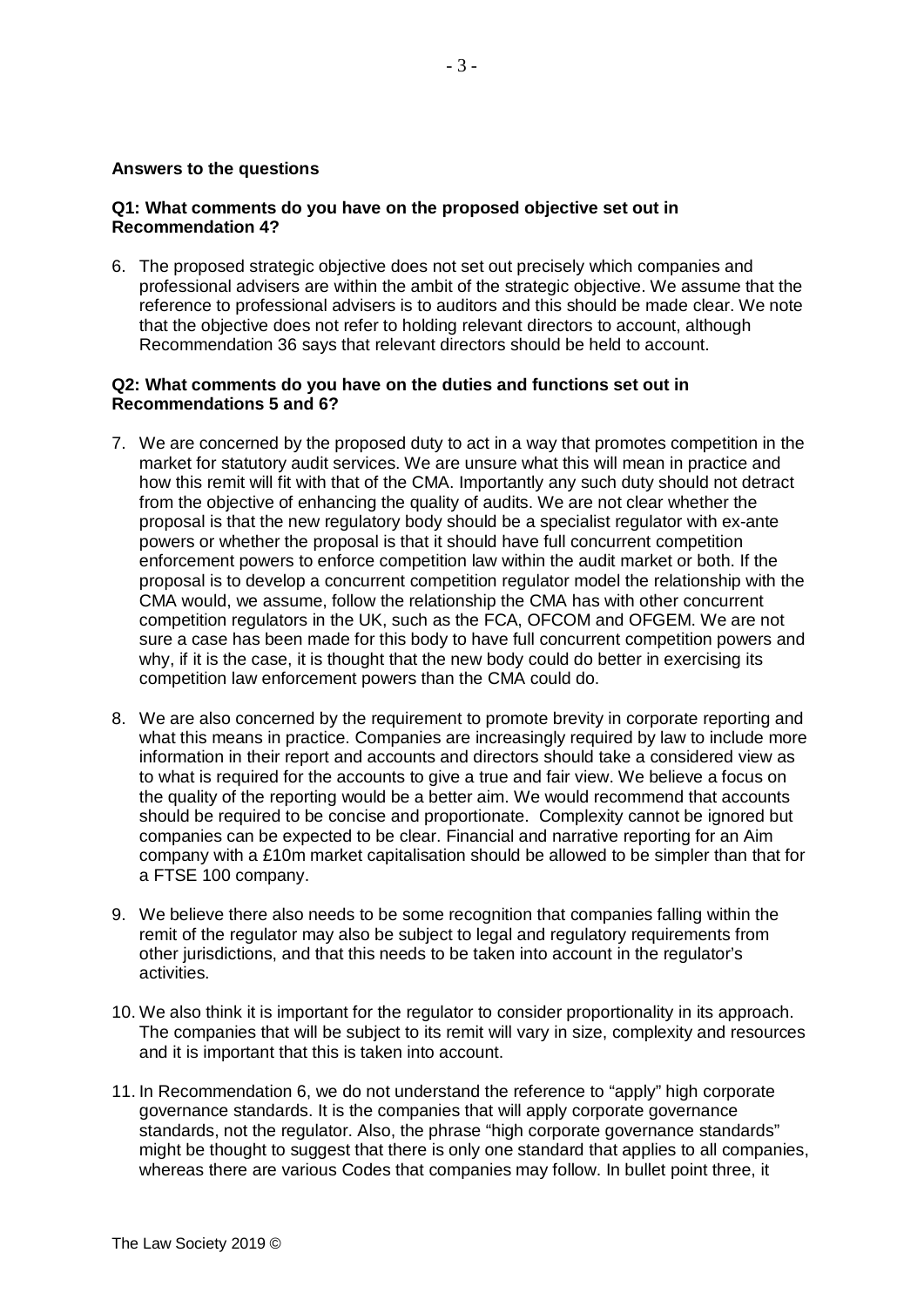**Answers to the questions**

**Q1: What comments do you have on the proposed objective set out in Recommendation 4?**

6. The proposed strategic objective does not set out precisely which companies and professional advisers are within the ambit of the strategic objective. We assume that the reference to professional advisers is to auditors and this should be made clear. We note that the objective does not refer to holding relevant directors to account, although Recommendation 36 says that relevant directors should be held to account.

**Q2: What comments do you have on the duties and functions set out in Recommendations 5 and 6?**

7. We are concerned by the proposed duty to act in a way that promotes competition in the market for statutory audit services. We are unsure what this will mean in practice and how this remit will fit with that of the CMA. Importantly any such duty should not detract from the objective of enhancing the quality of audits. We are not clear whether the proposal is that the new regulatory body should be a specialist regulator with ex-ante powers or whether the proposal is that it should have full concurrent competition enforcement powers to enforce competition law within the audit market or both. If the proposal is to develop a concurrent competition regulator model the relationship with the CMA would, we assume, follow the relationship the CMA has with other concurrent competition regulators in the UK, such as the FCA, OFCOM and OFGEM. We are not sure a case has been made for this body to have full concurrent competition powers and why, if it is the case, it is thought that the new body could do better in exercising its competition law enforcement powers than the CMA could do.

8. We are also concerned by the requirement to promote brevity in corporate reporting and what this means in practice. Companies are increasingly required by law to include more information in their report and accounts and directors should take a considered view as to what is required for the accounts to give a true and fair view. We believe a focus on the quality of the reporting would be a better aim. We would recommend that accounts should be required to be concise and proportionate. Complexity cannot be ignored but companies can be expected to be clear. Financial and narrative reporting for an Aim company with a £10m market capitalisation should be allowed to be simpler than that for a FTSE 100 company.

9. We believe there also needs to be some recognition that companies falling within the remit of the regulator may also be subject to legal and regulatory requirements from other jurisdictions, and that this needs to be taken into account in the regulator's activities.

10. We also think it is important for the regulator to consider proportionality in its approach. The companies that will be subject to its remit will vary in size, complexity and resources and it is important that this is taken into account.

11. In Recommendation 6, we do not understand the reference to "apply" high corporate governance standards. It is the companies that will apply corporate governance standards, not the regulator. Also, the phrase "high corporate governance standards" might be thought to suggest that there is only one standard that applies to all companies, whereas there are various Codes that companies may follow. In bullet point three, it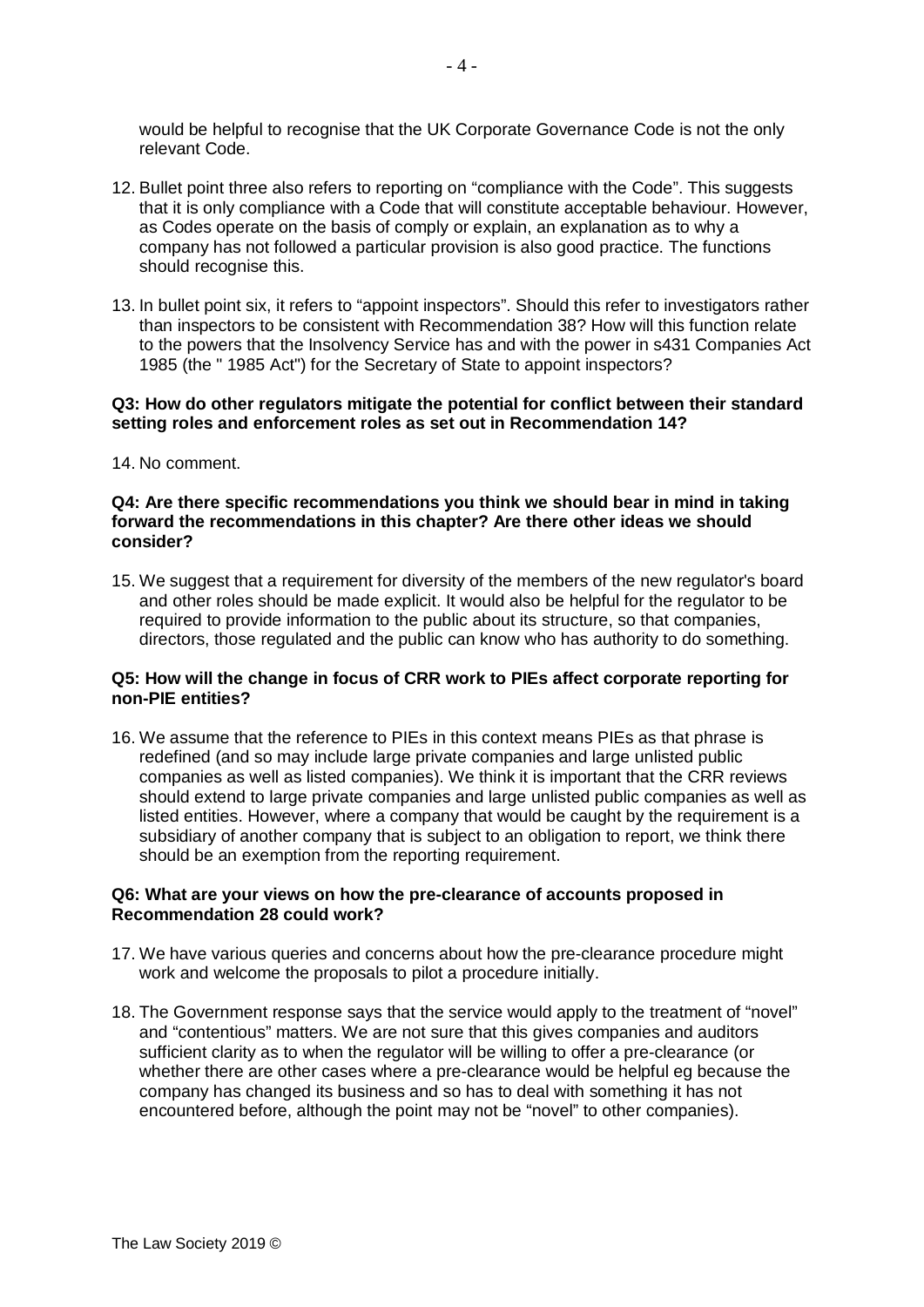would be helpful to recognise that the UK Corporate Governance Code is not the only relevant Code.

12. Bullet point three also refers to reporting on "compliance with the Code". This suggests that it is only compliance with a Code that will constitute acceptable behaviour. However, as Codes operate on the basis of comply or explain, an explanation as to why a company has not followed a particular provision is also good practice. The functions should recognise this.

13. In bullet point six, it refers to "appoint inspectors". Should this refer to investigators rather than inspectors to be consistent with Recommendation 38? How will this function relate to the powers that the Insolvency Service has and with the power in s431 Companies Act 1985 (the " 1985 Act") for the Secretary of State to appoint inspectors?

**Q3: How do other regulators mitigate the potential for conflict between their standard setting roles and enforcement roles as set out in Recommendation 14?**

14. No comment.

**Q4: Are there specific recommendations you think we should bear in mind in taking forward the recommendations in this chapter? Are there other ideas we should consider?**

15. We suggest that a requirement for diversity of the members of the new regulator's board and other roles should be made explicit. It would also be helpful for the regulator to be required to provide information to the public about its structure, so that companies, directors, those regulated and the public can know who has authority to do something.

**Q5: How will the change in focus of CRR work to PIEs affect corporate reporting for non-PIE entities?**

16. We assume that the reference to PIEs in this context means PIEs as that phrase is redefined (and so may include large private companies and large unlisted public companies as well as listed companies). We think it is important that the CRR reviews should extend to large private companies and large unlisted public companies as well as listed entities. However, where a company that would be caught by the requirement is a subsidiary of another company that is subject to an obligation to report, we think there should be an exemption from the reporting requirement.

**Q6: What are your views on how the pre-clearance of accounts proposed in Recommendation 28 could work?**

17. We have various queries and concerns about how the pre-clearance procedure might work and welcome the proposals to pilot a procedure initially.

18. The Government response says that the service would apply to the treatment of "novel" and "contentious" matters. We are not sure that this gives companies and auditors sufficient clarity as to when the regulator will be willing to offer a pre-clearance (or whether there are other cases where a pre-clearance would be helpful eg because the company has changed its business and so has to deal with something it has not encountered before, although the point may not be "novel" to other companies).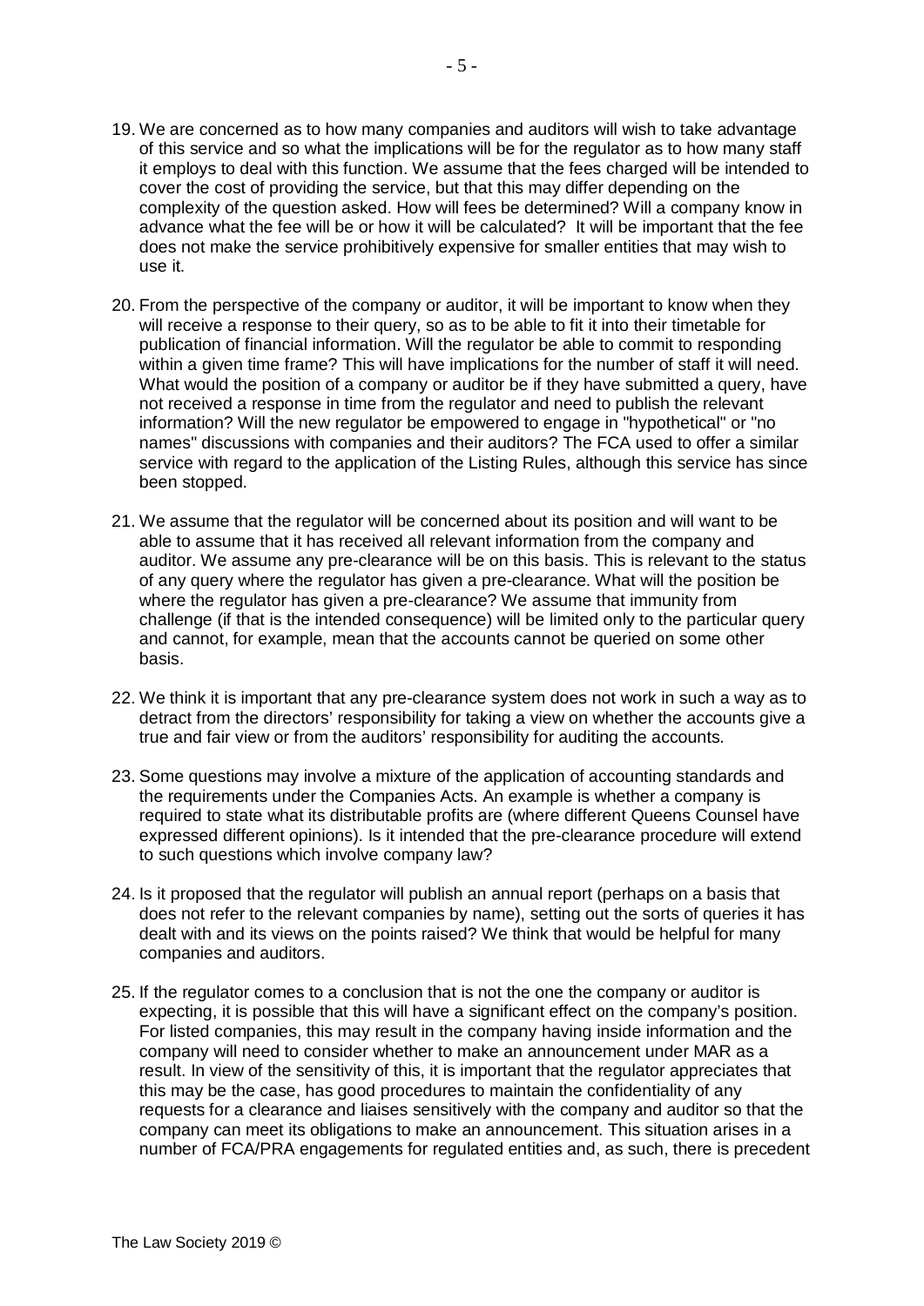19. We are concerned as to how many companies and auditors will wish to take advantage of this service and so what the implications will be for the regulator as to how many staff it employs to deal with this function. We assume that the fees charged will be intended to cover the cost of providing the service, but that this may differ depending on the complexity of the question asked. How will fees be determined? Will a company know in advance what the fee will be or how it will be calculated? It will be important that the fee does not make the service prohibitively expensive for smaller entities that may wish to use it.

20. From the perspective of the company or auditor, it will be important to know when they will receive a response to their query, so as to be able to fit it into their timetable for publication of financial information. Will the regulator be able to commit to responding within a given time frame? This will have implications for the number of staff it will need. What would the position of a company or auditor be if they have submitted a query, have not received a response in time from the regulator and need to publish the relevant information? Will the new regulator be empowered to engage in "hypothetical" or "no names" discussions with companies and their auditors? The FCA used to offer a similar service with regard to the application of the Listing Rules, although this service has since been stopped.

21. We assume that the regulator will be concerned about its position and will want to be able to assume that it has received all relevant information from the company and auditor. We assume any pre-clearance will be on this basis. This is relevant to the status of any query where the regulator has given a pre-clearance. What will the position be where the regulator has given a pre-clearance? We assume that immunity from challenge (if that is the intended consequence) will be limited only to the particular query and cannot, for example, mean that the accounts cannot be queried on some other basis.

22. We think it is important that any pre-clearance system does not work in such a way as to detract from the directors' responsibility for taking a view on whether the accounts give a true and fair view or from the auditors' responsibility for auditing the accounts.

23. Some questions may involve a mixture of the application of accounting standards and the requirements under the Companies Acts. An example is whether a company is required to state what its distributable profits are (where different Queens Counsel have expressed different opinions). Is it intended that the pre-clearance procedure will extend to such questions which involve company law?

24. Is it proposed that the regulator will publish an annual report (perhaps on a basis that does not refer to the relevant companies by name), setting out the sorts of queries it has dealt with and its views on the points raised? We think that would be helpful for many companies and auditors.

25. If the regulator comes to a conclusion that is not the one the company or auditor is expecting, it is possible that this will have a significant effect on the company's position. For listed companies, this may result in the company having inside information and the company will need to consider whether to make an announcement under MAR as a result. In view of the sensitivity of this, it is important that the regulator appreciates that this may be the case, has good procedures to maintain the confidentiality of any requests for a clearance and liaises sensitively with the company and auditor so that the company can meet its obligations to make an announcement. This situation arises in a number of FCA/PRA engagements for regulated entities and, as such, there is precedent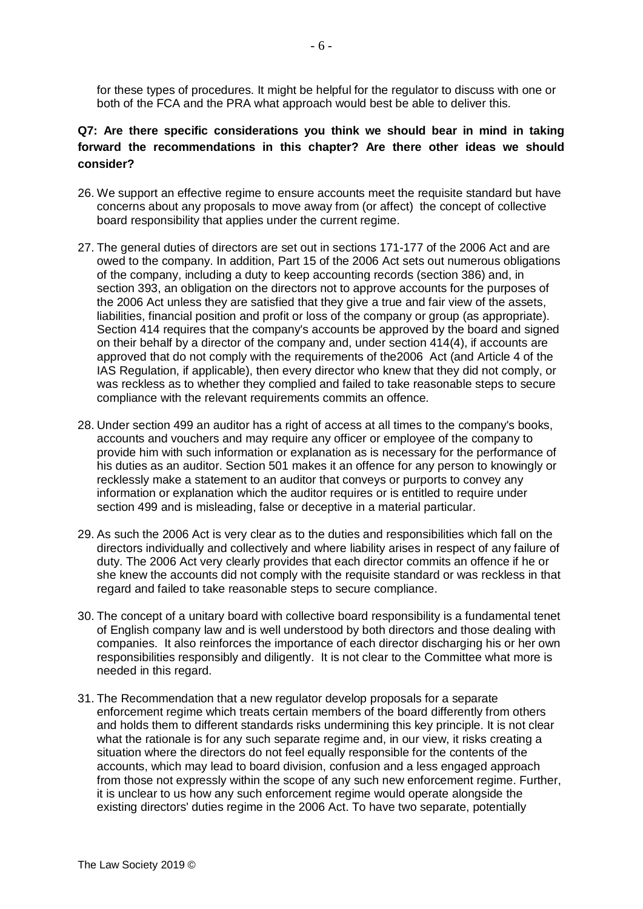for these types of procedures. It might be helpful for the regulator to discuss with one or both of the FCA and the PRA what approach would best be able to deliver this.

**Q7: Are there specific considerations you think we should bear in mind in taking forward the recommendations in this chapter? Are there other ideas we should consider?**

26. We support an effective regime to ensure accounts meet the requisite standard but have concerns about any proposals to move away from (or affect) the concept of collective board responsibility that applies under the current regime.

27. The general duties of directors are set out in sections 171-177 of the 2006 Act and are owed to the company. In addition, Part 15 of the 2006 Act sets out numerous obligations of the company, including a duty to keep accounting records (section 386) and, in section 393, an obligation on the directors not to approve accounts for the purposes of the 2006 Act unless they are satisfied that they give a true and fair view of the assets, liabilities, financial position and profit or loss of the company or group (as appropriate). Section 414 requires that the company's accounts be approved by the board and signed on their behalf by a director of the company and, under section 414(4), if accounts are approved that do not comply with the requirements of the2006 Act (and Article 4 of the IAS Regulation, if applicable), then every director who knew that they did not comply, or was reckless as to whether they complied and failed to take reasonable steps to secure compliance with the relevant requirements commits an offence.

28. Under section 499 an auditor has a right of access at all times to the company's books, accounts and vouchers and may require any officer or employee of the company to provide him with such information or explanation as is necessary for the performance of his duties as an auditor. Section 501 makes it an offence for any person to knowingly or recklessly make a statement to an auditor that conveys or purports to convey any information or explanation which the auditor requires or is entitled to require under section 499 and is misleading, false or deceptive in a material particular.

29. As such the 2006 Act is very clear as to the duties and responsibilities which fall on the directors individually and collectively and where liability arises in respect of any failure of duty. The 2006 Act very clearly provides that each director commits an offence if he or she knew the accounts did not comply with the requisite standard or was reckless in that regard and failed to take reasonable steps to secure compliance.

30. The concept of a unitary board with collective board responsibility is a fundamental tenet of English company law and is well understood by both directors and those dealing with companies. It also reinforces the importance of each director discharging his or her own responsibilities responsibly and diligently. It is not clear to the Committee what more is needed in this regard.

31. The Recommendation that a new regulator develop proposals for a separate enforcement regime which treats certain members of the board differently from others and holds them to different standards risks undermining this key principle. It is not clear what the rationale is for any such separate regime and, in our view, it risks creating a situation where the directors do not feel equally responsible for the contents of the accounts, which may lead to board division, confusion and a less engaged approach from those not expressly within the scope of any such new enforcement regime. Further, it is unclear to us how any such enforcement regime would operate alongside the existing directors' duties regime in the 2006 Act. To have two separate, potentially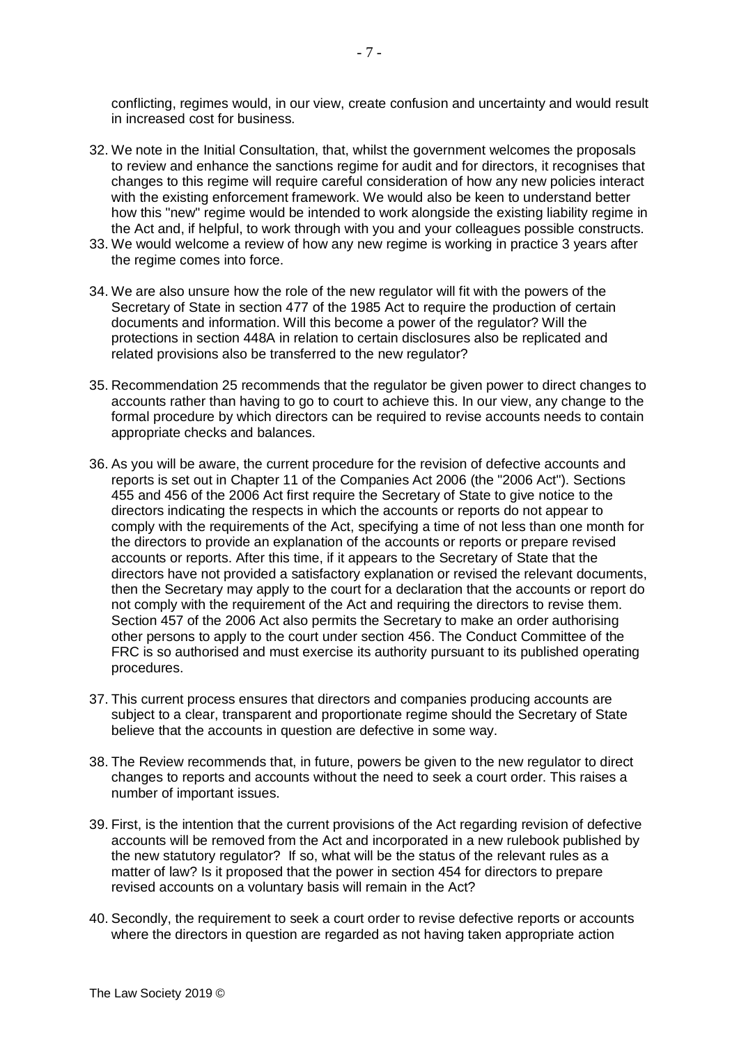conflicting, regimes would, in our view, create confusion and uncertainty and would result in increased cost for business.

32. We note in the Initial Consultation, that, whilst the government welcomes the proposals to review and enhance the sanctions regime for audit and for directors, it recognises that changes to this regime will require careful consideration of how any new policies interact with the existing enforcement framework. We would also be keen to understand better how this "new" regime would be intended to work alongside the existing liability regime in the Act and, if helpful, to work through with you and your colleagues possible constructs.

33. We would welcome a review of how any new regime is working in practice 3 years after the regime comes into force.

34. We are also unsure how the role of the new regulator will fit with the powers of the Secretary of State in section 477 of the 1985 Act to require the production of certain documents and information. Will this become a power of the regulator? Will the protections in section 448A in relation to certain disclosures also be replicated and related provisions also be transferred to the new regulator?

35. Recommendation 25 recommends that the regulator be given power to direct changes to accounts rather than having to go to court to achieve this. In our view, any change to the formal procedure by which directors can be required to revise accounts needs to contain appropriate checks and balances.

36. As you will be aware, the current procedure for the revision of defective accounts and reports is set out in Chapter 11 of the Companies Act 2006 (the "2006 Act"). Sections 455 and 456 of the 2006 Act first require the Secretary of State to give notice to the directors indicating the respects in which the accounts or reports do not appear to comply with the requirements of the Act, specifying a time of not less than one month for the directors to provide an explanation of the accounts or reports or prepare revised accounts or reports. After this time, if it appears to the Secretary of State that the directors have not provided a satisfactory explanation or revised the relevant documents, then the Secretary may apply to the court for a declaration that the accounts or report do not comply with the requirement of the Act and requiring the directors to revise them. Section 457 of the 2006 Act also permits the Secretary to make an order authorising other persons to apply to the court under section 456. The Conduct Committee of the FRC is so authorised and must exercise its authority pursuant to its published operating procedures.

37. This current process ensures that directors and companies producing accounts are subject to a clear, transparent and proportionate regime should the Secretary of State believe that the accounts in question are defective in some way.

38. The Review recommends that, in future, powers be given to the new regulator to direct changes to reports and accounts without the need to seek a court order. This raises a number of important issues.

39. First, is the intention that the current provisions of the Act regarding revision of defective accounts will be removed from the Act and incorporated in a new rulebook published by the new statutory regulator? If so, what will be the status of the relevant rules as a matter of law? Is it proposed that the power in section 454 for directors to prepare revised accounts on a voluntary basis will remain in the Act?

40. Secondly, the requirement to seek a court order to revise defective reports or accounts where the directors in question are regarded as not having taken appropriate action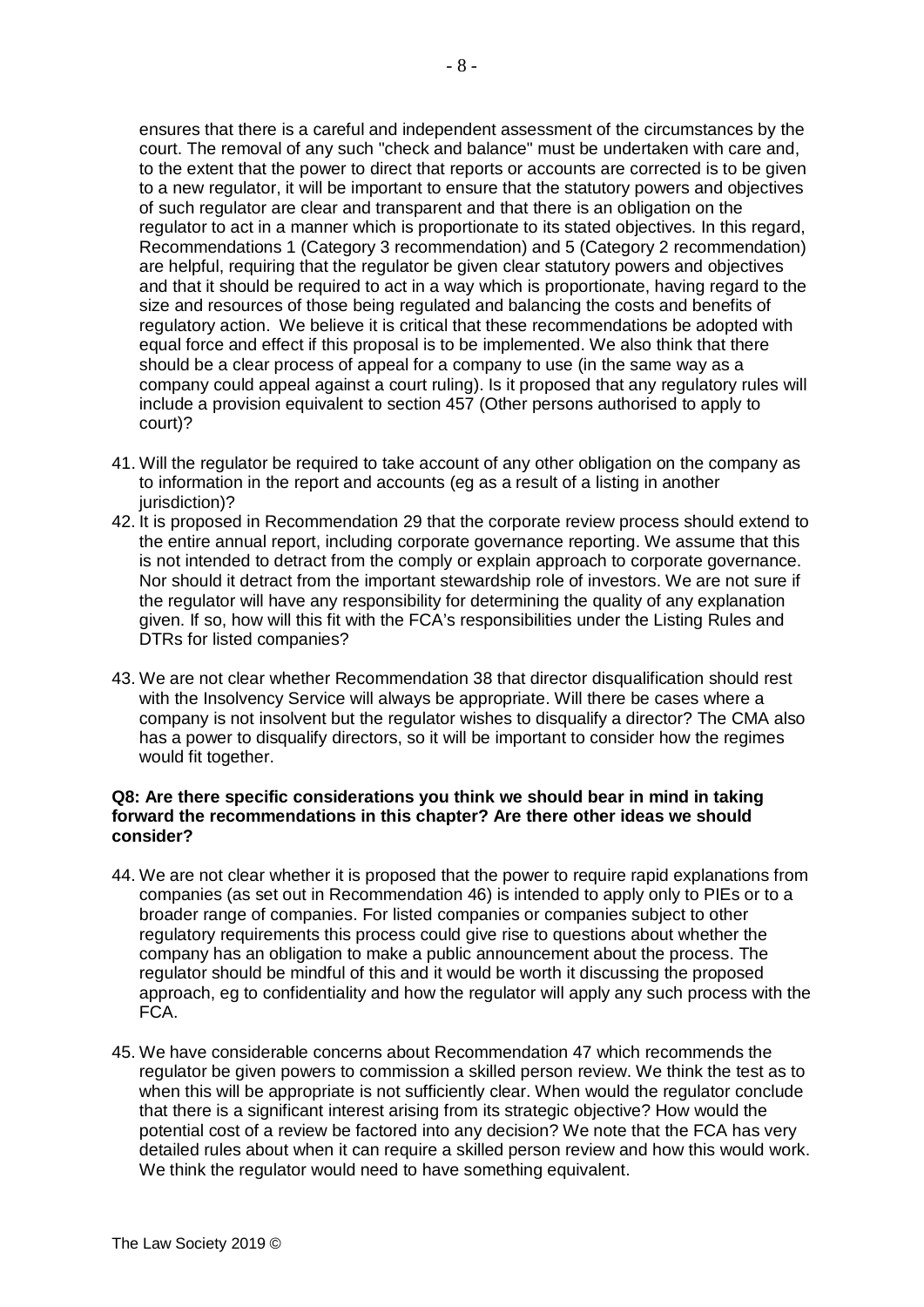ensures that there is a careful and independent assessment of the circumstances by the court. The removal of any such "check and balance" must be undertaken with care and, to the extent that the power to direct that reports or accounts are corrected is to be given to a new regulator, it will be important to ensure that the statutory powers and objectives of such regulator are clear and transparent and that there is an obligation on the regulator to act in a manner which is proportionate to its stated objectives. In this regard, Recommendations 1 (Category 3 recommendation) and 5 (Category 2 recommendation) are helpful, requiring that the regulator be given clear statutory powers and objectives and that it should be required to act in a way which is proportionate, having regard to the size and resources of those being regulated and balancing the costs and benefits of regulatory action. We believe it is critical that these recommendations be adopted with equal force and effect if this proposal is to be implemented. We also think that there should be a clear process of appeal for a company to use (in the same way as a company could appeal against a court ruling). Is it proposed that any regulatory rules will include a provision equivalent to section 457 (Other persons authorised to apply to court)?

41. Will the regulator be required to take account of any other obligation on the company as to information in the report and accounts (eg as a result of a listing in another jurisdiction)?
42. It is proposed in Recommendation 29 that the corporate review process should extend to the entire annual report, including corporate governance reporting. We assume that this is not intended to detract from the comply or explain approach to corporate governance. Nor should it detract from the important stewardship role of investors. We are not sure if the regulator will have any responsibility for determining the quality of any explanation given. If so, how will this fit with the FCA's responsibilities under the Listing Rules and DTRs for listed companies?

43. We are not clear whether Recommendation 38 that director disqualification should rest with the Insolvency Service will always be appropriate. Will there be cases where a company is not insolvent but the regulator wishes to disqualify a director? The CMA also has a power to disqualify directors, so it will be important to consider how the regimes would fit together.

**Q8: Are there specific considerations you think we should bear in mind in taking forward the recommendations in this chapter? Are there other ideas we should consider?**

44. We are not clear whether it is proposed that the power to require rapid explanations from companies (as set out in Recommendation 46) is intended to apply only to PIEs or to a broader range of companies. For listed companies or companies subject to other regulatory requirements this process could give rise to questions about whether the company has an obligation to make a public announcement about the process. The regulator should be mindful of this and it would be worth it discussing the proposed approach, eg to confidentiality and how the regulator will apply any such process with the FCA.

45. We have considerable concerns about Recommendation 47 which recommends the regulator be given powers to commission a skilled person review. We think the test as to when this will be appropriate is not sufficiently clear. When would the regulator conclude that there is a significant interest arising from its strategic objective? How would the potential cost of a review be factored into any decision? We note that the FCA has very detailed rules about when it can require a skilled person review and how this would work. We think the regulator would need to have something equivalent.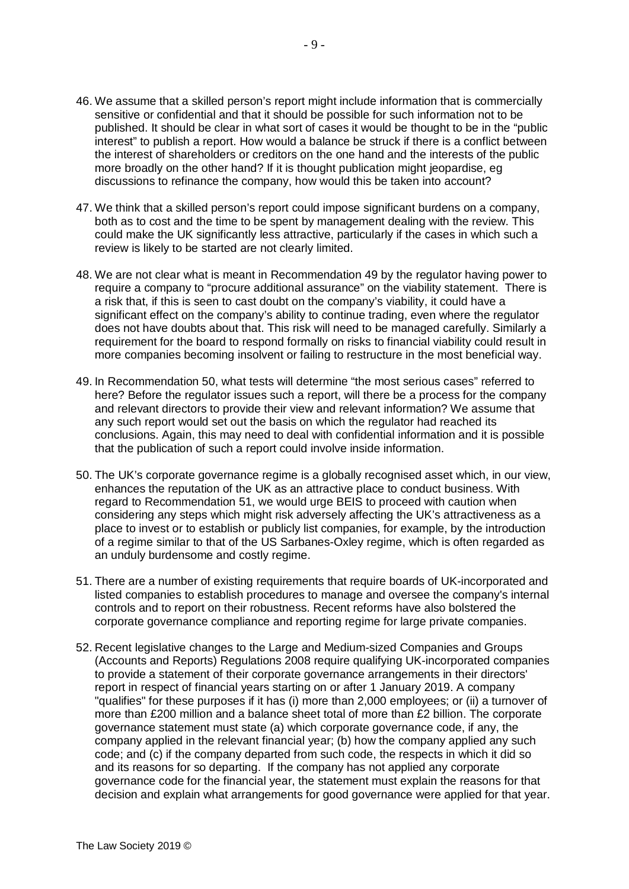46. We assume that a skilled person's report might include information that is commercially sensitive or confidential and that it should be possible for such information not to be published. It should be clear in what sort of cases it would be thought to be in the "public interest" to publish a report. How would a balance be struck if there is a conflict between the interest of shareholders or creditors on the one hand and the interests of the public more broadly on the other hand? If it is thought publication might jeopardise, eg discussions to refinance the company, how would this be taken into account?

47. We think that a skilled person's report could impose significant burdens on a company, both as to cost and the time to be spent by management dealing with the review. This could make the UK significantly less attractive, particularly if the cases in which such a review is likely to be started are not clearly limited.

48. We are not clear what is meant in Recommendation 49 by the regulator having power to require a company to "procure additional assurance" on the viability statement. There is a risk that, if this is seen to cast doubt on the company's viability, it could have a significant effect on the company's ability to continue trading, even where the regulator does not have doubts about that. This risk will need to be managed carefully. Similarly a requirement for the board to respond formally on risks to financial viability could result in more companies becoming insolvent or failing to restructure in the most beneficial way.

49. In Recommendation 50, what tests will determine "the most serious cases" referred to here? Before the regulator issues such a report, will there be a process for the company and relevant directors to provide their view and relevant information? We assume that any such report would set out the basis on which the regulator had reached its conclusions. Again, this may need to deal with confidential information and it is possible that the publication of such a report could involve inside information.

50. The UK's corporate governance regime is a globally recognised asset which, in our view, enhances the reputation of the UK as an attractive place to conduct business. With regard to Recommendation 51, we would urge BEIS to proceed with caution when considering any steps which might risk adversely affecting the UK's attractiveness as a place to invest or to establish or publicly list companies, for example, by the introduction of a regime similar to that of the US Sarbanes-Oxley regime, which is often regarded as an unduly burdensome and costly regime.

51. There are a number of existing requirements that require boards of UK-incorporated and listed companies to establish procedures to manage and oversee the company's internal controls and to report on their robustness. Recent reforms have also bolstered the corporate governance compliance and reporting regime for large private companies.

52. Recent legislative changes to the Large and Medium-sized Companies and Groups (Accounts and Reports) Regulations 2008 require qualifying UK-incorporated companies to provide a statement of their corporate governance arrangements in their directors' report in respect of financial years starting on or after 1 January 2019. A company "qualifies" for these purposes if it has (i) more than 2,000 employees; or (ii) a turnover of more than £200 million and a balance sheet total of more than £2 billion. The corporate governance statement must state (a) which corporate governance code, if any, the company applied in the relevant financial year; (b) how the company applied any such code; and (c) if the company departed from such code, the respects in which it did so and its reasons for so departing. If the company has not applied any corporate governance code for the financial year, the statement must explain the reasons for that decision and explain what arrangements for good governance were applied for that year.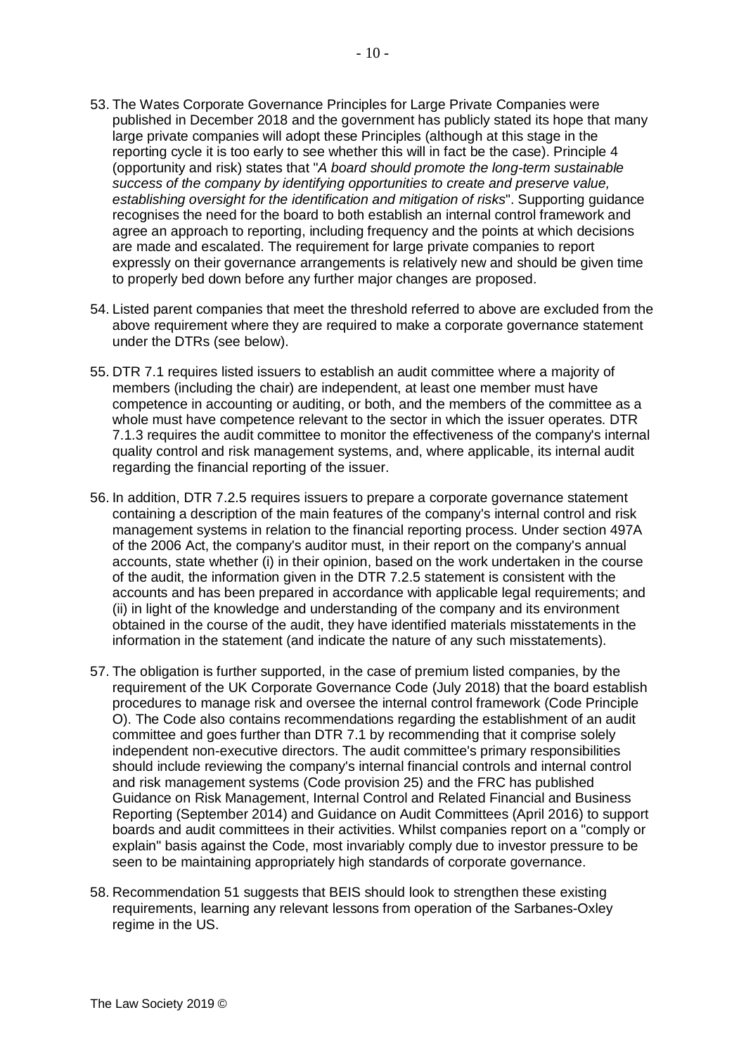53. The Wates Corporate Governance Principles for Large Private Companies were published in December 2018 and the government has publicly stated its hope that many large private companies will adopt these Principles (although at this stage in the reporting cycle it is too early to see whether this will in fact be the case). Principle 4 (opportunity and risk) states that "*A board should promote the long-term sustainable success of the company by identifying opportunities to create and preserve value, establishing oversight for the identification and mitigation of risks*". Supporting guidance recognises the need for the board to both establish an internal control framework and agree an approach to reporting, including frequency and the points at which decisions are made and escalated. The requirement for large private companies to report expressly on their governance arrangements is relatively new and should be given time to properly bed down before any further major changes are proposed.

54. Listed parent companies that meet the threshold referred to above are excluded from the above requirement where they are required to make a corporate governance statement under the DTRs (see below).

55. DTR 7.1 requires listed issuers to establish an audit committee where a majority of members (including the chair) are independent, at least one member must have competence in accounting or auditing, or both, and the members of the committee as a whole must have competence relevant to the sector in which the issuer operates. DTR 7.1.3 requires the audit committee to monitor the effectiveness of the company's internal quality control and risk management systems, and, where applicable, its internal audit regarding the financial reporting of the issuer.

56. In addition, DTR 7.2.5 requires issuers to prepare a corporate governance statement containing a description of the main features of the company's internal control and risk management systems in relation to the financial reporting process. Under section 497A of the 2006 Act, the company's auditor must, in their report on the company's annual accounts, state whether (i) in their opinion, based on the work undertaken in the course of the audit, the information given in the DTR 7.2.5 statement is consistent with the accounts and has been prepared in accordance with applicable legal requirements; and (ii) in light of the knowledge and understanding of the company and its environment obtained in the course of the audit, they have identified materials misstatements in the information in the statement (and indicate the nature of any such misstatements).

57. The obligation is further supported, in the case of premium listed companies, by the requirement of the UK Corporate Governance Code (July 2018) that the board establish procedures to manage risk and oversee the internal control framework (Code Principle O). The Code also contains recommendations regarding the establishment of an audit committee and goes further than DTR 7.1 by recommending that it comprise solely independent non-executive directors. The audit committee's primary responsibilities should include reviewing the company's internal financial controls and internal control and risk management systems (Code provision 25) and the FRC has published Guidance on Risk Management, Internal Control and Related Financial and Business Reporting (September 2014) and Guidance on Audit Committees (April 2016) to support boards and audit committees in their activities. Whilst companies report on a "comply or explain" basis against the Code, most invariably comply due to investor pressure to be seen to be maintaining appropriately high standards of corporate governance.

58. Recommendation 51 suggests that BEIS should look to strengthen these existing requirements, learning any relevant lessons from operation of the Sarbanes-Oxley regime in the US.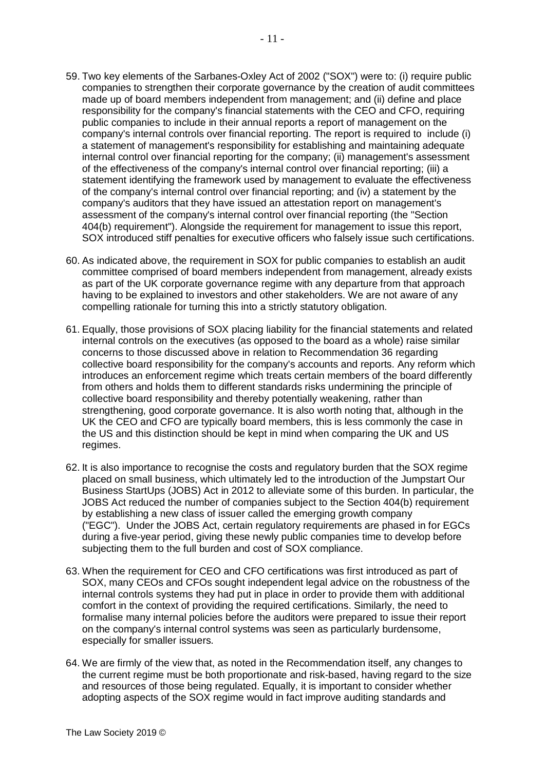59. Two key elements of the Sarbanes-Oxley Act of 2002 ("SOX") were to: (i) require public companies to strengthen their corporate governance by the creation of audit committees made up of board members independent from management; and (ii) define and place responsibility for the company's financial statements with the CEO and CFO, requiring public companies to include in their annual reports a report of management on the company's internal controls over financial reporting. The report is required to include (i) a statement of management's responsibility for establishing and maintaining adequate internal control over financial reporting for the company; (ii) management's assessment of the effectiveness of the company's internal control over financial reporting; (iii) a statement identifying the framework used by management to evaluate the effectiveness of the company's internal control over financial reporting; and (iv) a statement by the company's auditors that they have issued an attestation report on management's assessment of the company's internal control over financial reporting (the "Section 404(b) requirement"). Alongside the requirement for management to issue this report, SOX introduced stiff penalties for executive officers who falsely issue such certifications.

60. As indicated above, the requirement in SOX for public companies to establish an audit committee comprised of board members independent from management, already exists as part of the UK corporate governance regime with any departure from that approach having to be explained to investors and other stakeholders. We are not aware of any compelling rationale for turning this into a strictly statutory obligation.

61. Equally, those provisions of SOX placing liability for the financial statements and related internal controls on the executives (as opposed to the board as a whole) raise similar concerns to those discussed above in relation to Recommendation 36 regarding collective board responsibility for the company's accounts and reports. Any reform which introduces an enforcement regime which treats certain members of the board differently from others and holds them to different standards risks undermining the principle of collective board responsibility and thereby potentially weakening, rather than strengthening, good corporate governance. It is also worth noting that, although in the UK the CEO and CFO are typically board members, this is less commonly the case in the US and this distinction should be kept in mind when comparing the UK and US regimes.

62. It is also importance to recognise the costs and regulatory burden that the SOX regime placed on small business, which ultimately led to the introduction of the Jumpstart Our Business StartUps (JOBS) Act in 2012 to alleviate some of this burden. In particular, the JOBS Act reduced the number of companies subject to the Section 404(b) requirement by establishing a new class of issuer called the emerging growth company ("EGC"). Under the JOBS Act, certain regulatory requirements are phased in for EGCs during a five-year period, giving these newly public companies time to develop before subjecting them to the full burden and cost of SOX compliance.

63. When the requirement for CEO and CFO certifications was first introduced as part of SOX, many CEOs and CFOs sought independent legal advice on the robustness of the internal controls systems they had put in place in order to provide them with additional comfort in the context of providing the required certifications. Similarly, the need to formalise many internal policies before the auditors were prepared to issue their report on the company's internal control systems was seen as particularly burdensome, especially for smaller issuers.

64. We are firmly of the view that, as noted in the Recommendation itself, any changes to the current regime must be both proportionate and risk-based, having regard to the size and resources of those being regulated. Equally, it is important to consider whether adopting aspects of the SOX regime would in fact improve auditing standards and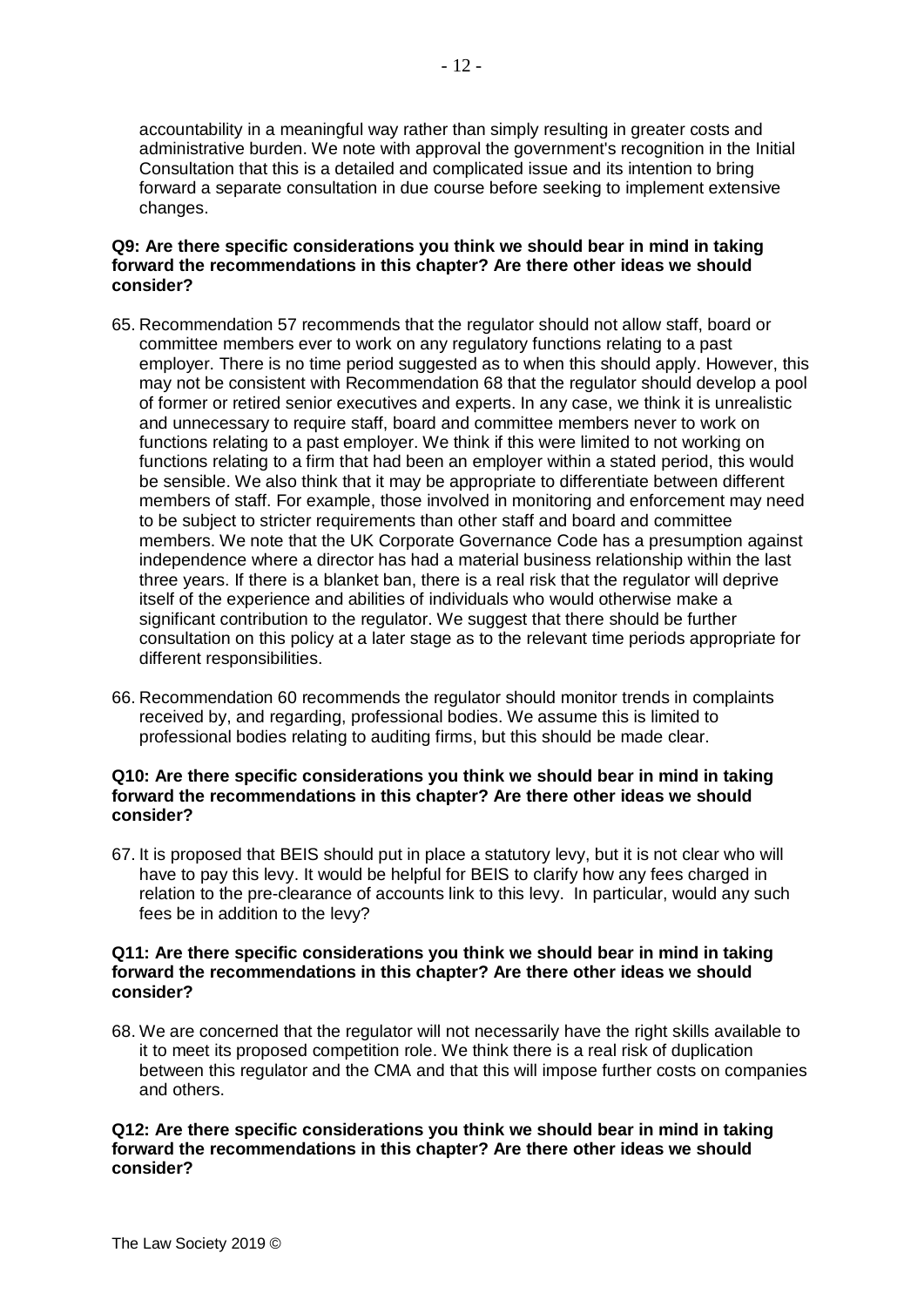accountability in a meaningful way rather than simply resulting in greater costs and administrative burden. We note with approval the government's recognition in the Initial Consultation that this is a detailed and complicated issue and its intention to bring forward a separate consultation in due course before seeking to implement extensive changes.

**Q9: Are there specific considerations you think we should bear in mind in taking forward the recommendations in this chapter? Are there other ideas we should consider?**

65. Recommendation 57 recommends that the regulator should not allow staff, board or committee members ever to work on any regulatory functions relating to a past employer. There is no time period suggested as to when this should apply. However, this may not be consistent with Recommendation 68 that the regulator should develop a pool of former or retired senior executives and experts. In any case, we think it is unrealistic and unnecessary to require staff, board and committee members never to work on functions relating to a past employer. We think if this were limited to not working on functions relating to a firm that had been an employer within a stated period, this would be sensible. We also think that it may be appropriate to differentiate between different members of staff. For example, those involved in monitoring and enforcement may need to be subject to stricter requirements than other staff and board and committee members. We note that the UK Corporate Governance Code has a presumption against independence where a director has had a material business relationship within the last three years. If there is a blanket ban, there is a real risk that the regulator will deprive itself of the experience and abilities of individuals who would otherwise make a significant contribution to the regulator. We suggest that there should be further consultation on this policy at a later stage as to the relevant time periods appropriate for different responsibilities.

66. Recommendation 60 recommends the regulator should monitor trends in complaints received by, and regarding, professional bodies. We assume this is limited to professional bodies relating to auditing firms, but this should be made clear.

**Q10: Are there specific considerations you think we should bear in mind in taking forward the recommendations in this chapter? Are there other ideas we should consider?**

67. It is proposed that BEIS should put in place a statutory levy, but it is not clear who will have to pay this levy. It would be helpful for BEIS to clarify how any fees charged in relation to the pre-clearance of accounts link to this levy. In particular, would any such fees be in addition to the levy?

**Q11: Are there specific considerations you think we should bear in mind in taking forward the recommendations in this chapter? Are there other ideas we should consider?**

68. We are concerned that the regulator will not necessarily have the right skills available to it to meet its proposed competition role. We think there is a real risk of duplication between this regulator and the CMA and that this will impose further costs on companies and others.

**Q12: Are there specific considerations you think we should bear in mind in taking forward the recommendations in this chapter? Are there other ideas we should consider?**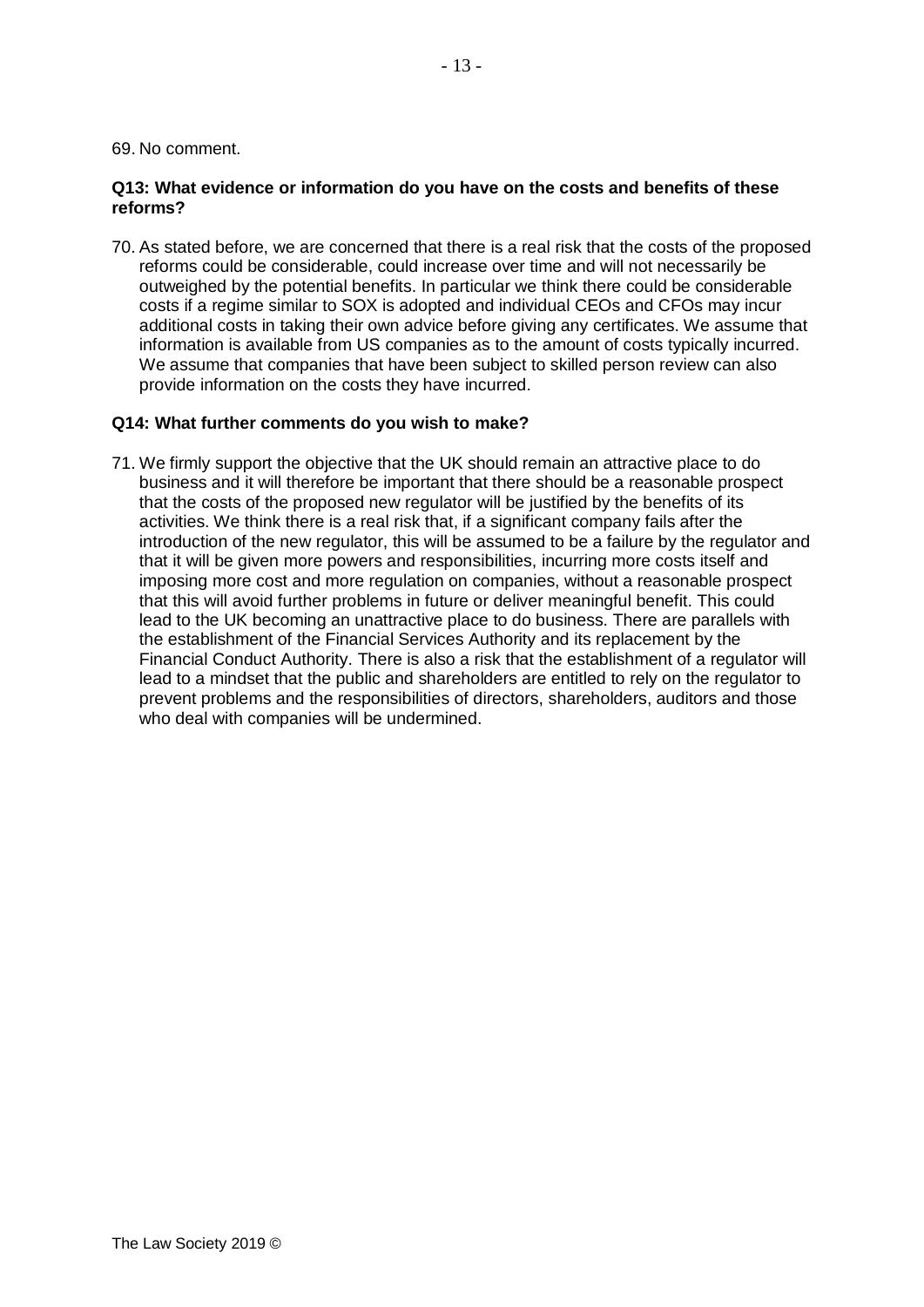69. No comment.

**Q13: What evidence or information do you have on the costs and benefits of these reforms?**

70. As stated before, we are concerned that there is a real risk that the costs of the proposed reforms could be considerable, could increase over time and will not necessarily be outweighed by the potential benefits. In particular we think there could be considerable costs if a regime similar to SOX is adopted and individual CEOs and CFOs may incur additional costs in taking their own advice before giving any certificates. We assume that information is available from US companies as to the amount of costs typically incurred. We assume that companies that have been subject to skilled person review can also provide information on the costs they have incurred.

**Q14: What further comments do you wish to make?**

71. We firmly support the objective that the UK should remain an attractive place to do business and it will therefore be important that there should be a reasonable prospect that the costs of the proposed new regulator will be justified by the benefits of its activities. We think there is a real risk that, if a significant company fails after the introduction of the new regulator, this will be assumed to be a failure by the regulator and that it will be given more powers and responsibilities, incurring more costs itself and imposing more cost and more regulation on companies, without a reasonable prospect that this will avoid further problems in future or deliver meaningful benefit. This could lead to the UK becoming an unattractive place to do business. There are parallels with the establishment of the Financial Services Authority and its replacement by the Financial Conduct Authority. There is also a risk that the establishment of a regulator will lead to a mindset that the public and shareholders are entitled to rely on the regulator to prevent problems and the responsibilities of directors, shareholders, auditors and those who deal with companies will be undermined.